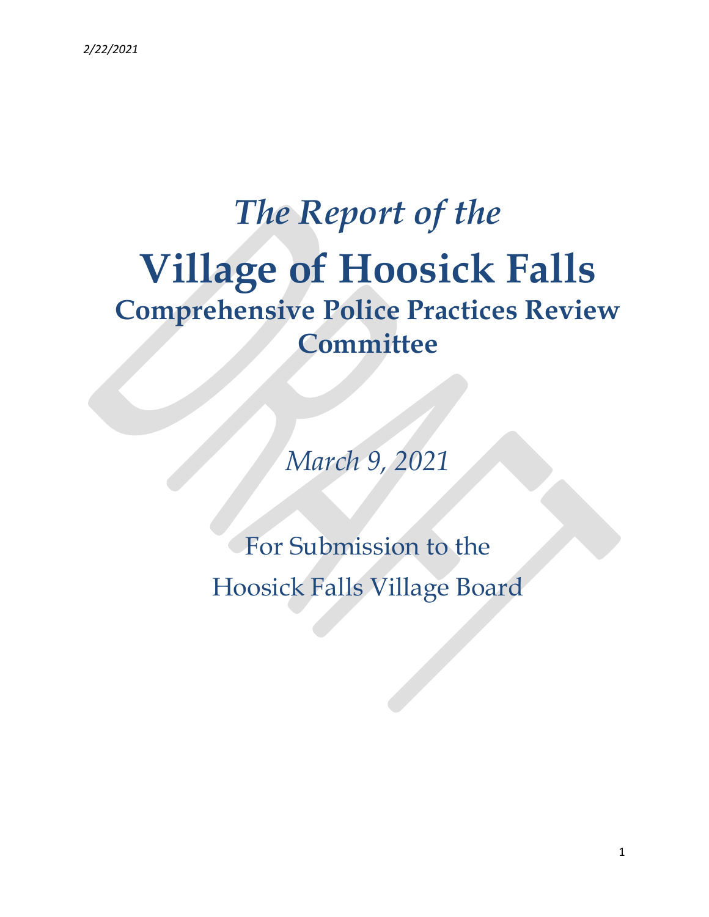2/22/2021

*The Report of the*

# Village of Hoosick Falls

## Comprehensive Police Practices Review Committee

*March 9, 2021*

For Submission to the

Hoosick Falls Village Board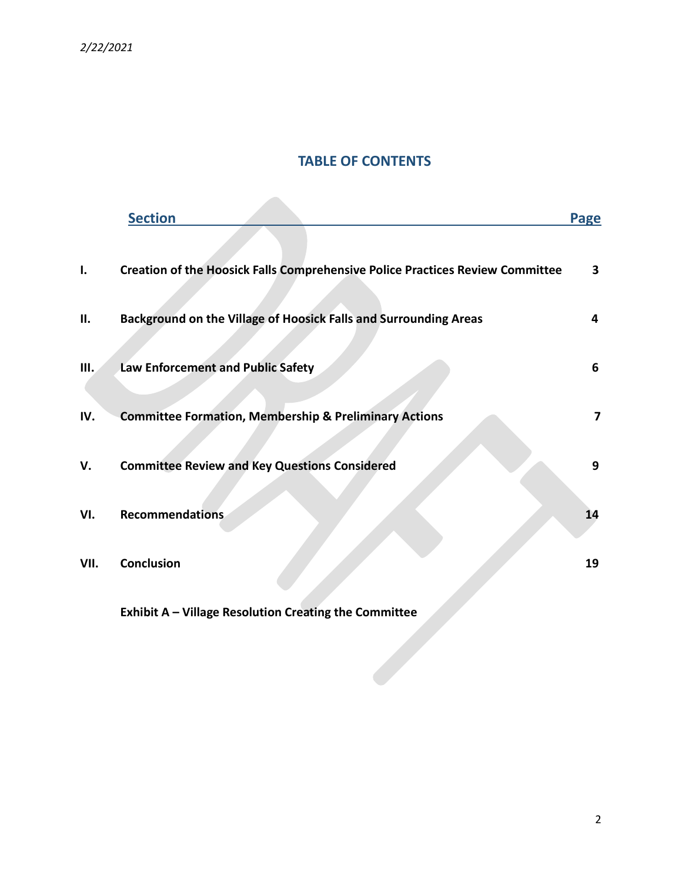*2/22/2021*

# TABLE OF CONTENTS

| | Section | Page |
|---|---|---|
| I. | **Creation of the Hoosick Falls Comprehensive Police Practices Review Committee** | 3 |
| II. | **Background on the Village of Hoosick Falls and Surrounding Areas** | 4 |
| III. | **Law Enforcement and Public Safety** | 6 |
| IV. | **Committee Formation, Membership & Preliminary Actions** | 7 |
| V. | **Committee Review and Key Questions Considered** | 9 |
| VI. | **Recommendations** | 14 |
| VII. | **Conclusion** | 19 |
| | **Exhibit A – Village Resolution Creating the Committee** | |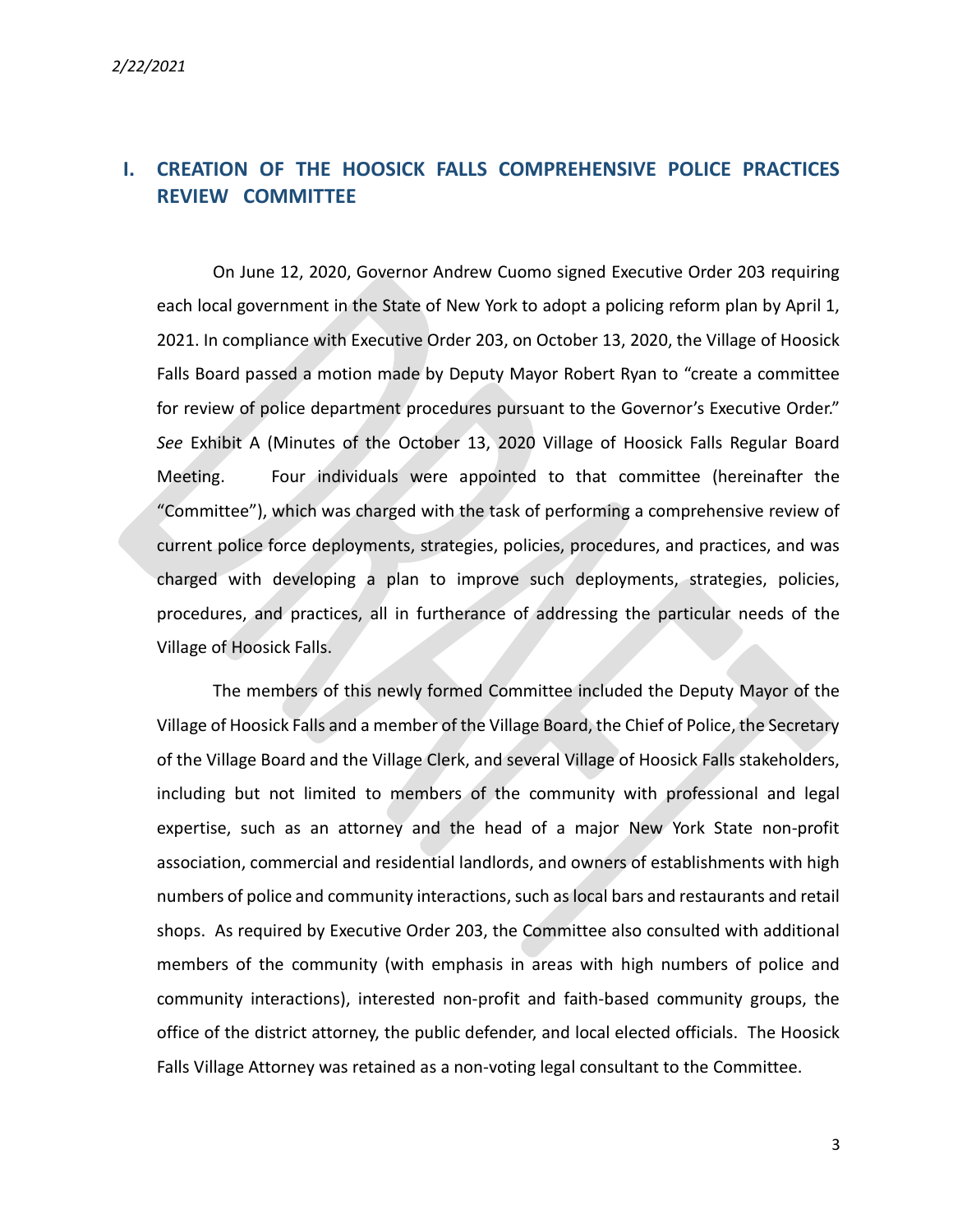## I. CREATION OF THE HOOSICK FALLS COMPREHENSIVE POLICE PRACTICES REVIEW COMMITTEE

On June 12, 2020, Governor Andrew Cuomo signed Executive Order 203 requiring each local government in the State of New York to adopt a policing reform plan by April 1, 2021. In compliance with Executive Order 203, on October 13, 2020, the Village of Hoosick Falls Board passed a motion made by Deputy Mayor Robert Ryan to "create a committee for review of police department procedures pursuant to the Governor's Executive Order." *See* Exhibit A (Minutes of the October 13, 2020 Village of Hoosick Falls Regular Board Meeting. Four individuals were appointed to that committee (hereinafter the "Committee"), which was charged with the task of performing a comprehensive review of current police force deployments, strategies, policies, procedures, and practices, and was charged with developing a plan to improve such deployments, strategies, policies, procedures, and practices, all in furtherance of addressing the particular needs of the Village of Hoosick Falls.

The members of this newly formed Committee included the Deputy Mayor of the Village of Hoosick Falls and a member of the Village Board, the Chief of Police, the Secretary of the Village Board and the Village Clerk, and several Village of Hoosick Falls stakeholders, including but not limited to members of the community with professional and legal expertise, such as an attorney and the head of a major New York State non-profit association, commercial and residential landlords, and owners of establishments with high numbers of police and community interactions, such as local bars and restaurants and retail shops. As required by Executive Order 203, the Committee also consulted with additional members of the community (with emphasis in areas with high numbers of police and community interactions), interested non-profit and faith-based community groups, the office of the district attorney, the public defender, and local elected officials. The Hoosick Falls Village Attorney was retained as a non-voting legal consultant to the Committee.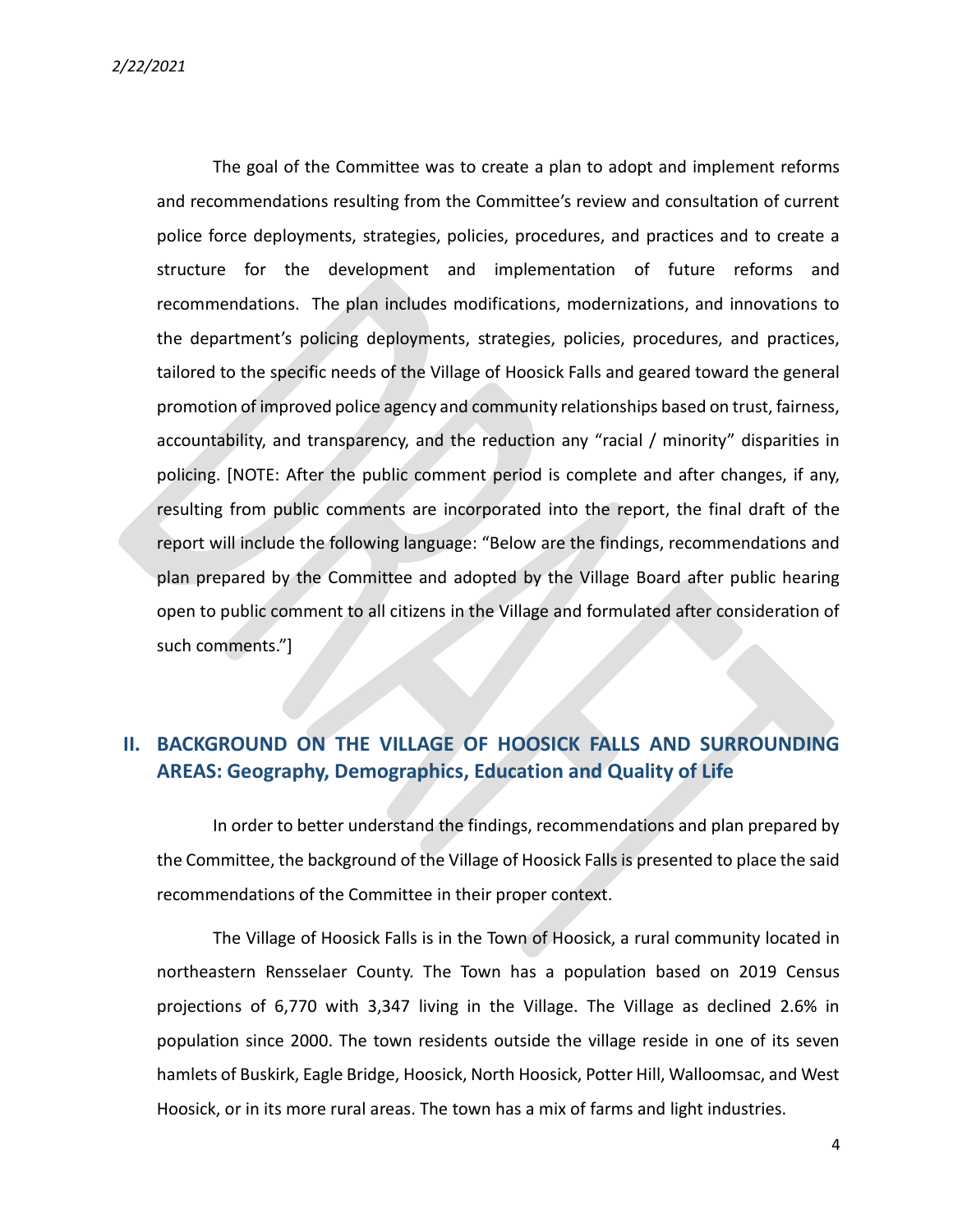The goal of the Committee was to create a plan to adopt and implement reforms and recommendations resulting from the Committee's review and consultation of current police force deployments, strategies, policies, procedures, and practices and to create a structure for the development and implementation of future reforms and recommendations. The plan includes modifications, modernizations, and innovations to the department's policing deployments, strategies, policies, procedures, and practices, tailored to the specific needs of the Village of Hoosick Falls and geared toward the general promotion of improved police agency and community relationships based on trust, fairness, accountability, and transparency, and the reduction any "racial / minority" disparities in policing. [NOTE: After the public comment period is complete and after changes, if any, resulting from public comments are incorporated into the report, the final draft of the report will include the following language: "Below are the findings, recommendations and plan prepared by the Committee and adopted by the Village Board after public hearing open to public comment to all citizens in the Village and formulated after consideration of such comments."]

## II. BACKGROUND ON THE VILLAGE OF HOOSICK FALLS AND SURROUNDING AREAS: Geography, Demographics, Education and Quality of Life

In order to better understand the findings, recommendations and plan prepared by the Committee, the background of the Village of Hoosick Falls is presented to place the said recommendations of the Committee in their proper context.

The Village of Hoosick Falls is in the Town of Hoosick, a rural community located in northeastern Rensselaer County. The Town has a population based on 2019 Census projections of 6,770 with 3,347 living in the Village. The Village as declined 2.6% in population since 2000. The town residents outside the village reside in one of its seven hamlets of Buskirk, Eagle Bridge, Hoosick, North Hoosick, Potter Hill, Walloomsac, and West Hoosick, or in its more rural areas. The town has a mix of farms and light industries.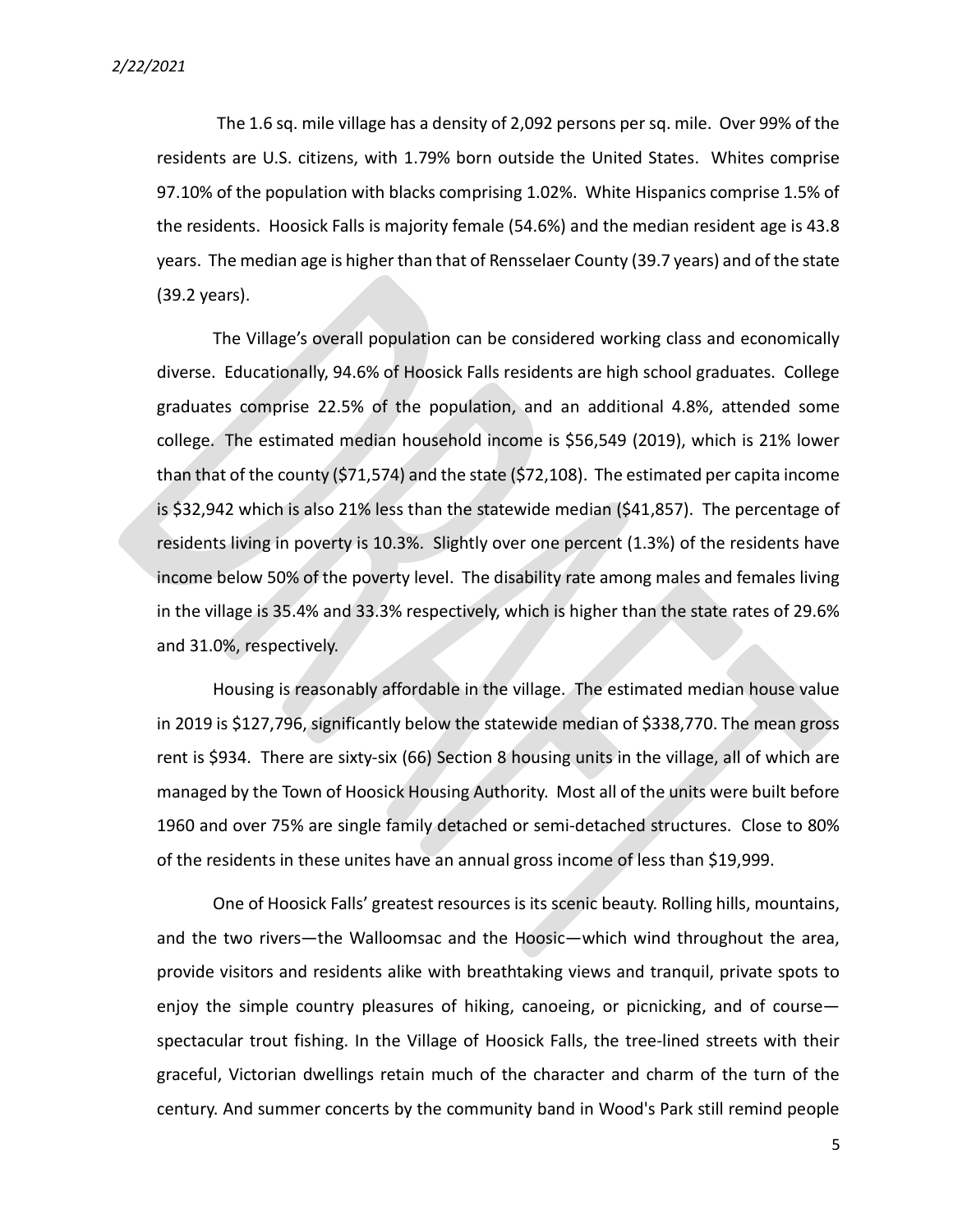The 1.6 sq. mile village has a density of 2,092 persons per sq. mile. Over 99% of the residents are U.S. citizens, with 1.79% born outside the United States. Whites comprise 97.10% of the population with blacks comprising 1.02%. White Hispanics comprise 1.5% of the residents. Hoosick Falls is majority female (54.6%) and the median resident age is 43.8 years. The median age is higher than that of Rensselaer County (39.7 years) and of the state (39.2 years).

The Village's overall population can be considered working class and economically diverse. Educationally, 94.6% of Hoosick Falls residents are high school graduates. College graduates comprise 22.5% of the population, and an additional 4.8%, attended some college. The estimated median household income is $56,549 (2019), which is 21% lower than that of the county ($71,574) and the state ($72,108). The estimated per capita income is $32,942 which is also 21% less than the statewide median ($41,857). The percentage of residents living in poverty is 10.3%. Slightly over one percent (1.3%) of the residents have income below 50% of the poverty level. The disability rate among males and females living in the village is 35.4% and 33.3% respectively, which is higher than the state rates of 29.6% and 31.0%, respectively.

Housing is reasonably affordable in the village. The estimated median house value in 2019 is $127,796, significantly below the statewide median of $338,770. The mean gross rent is $934. There are sixty-six (66) Section 8 housing units in the village, all of which are managed by the Town of Hoosick Housing Authority. Most all of the units were built before 1960 and over 75% are single family detached or semi-detached structures. Close to 80% of the residents in these unites have an annual gross income of less than $19,999.

One of Hoosick Falls' greatest resources is its scenic beauty. Rolling hills, mountains, and the two rivers—the Walloomsac and the Hoosic—which wind throughout the area, provide visitors and residents alike with breathtaking views and tranquil, private spots to enjoy the simple country pleasures of hiking, canoeing, or picnicking, and of course—spectacular trout fishing. In the Village of Hoosick Falls, the tree-lined streets with their graceful, Victorian dwellings retain much of the character and charm of the turn of the century. And summer concerts by the community band in Wood's Park still remind people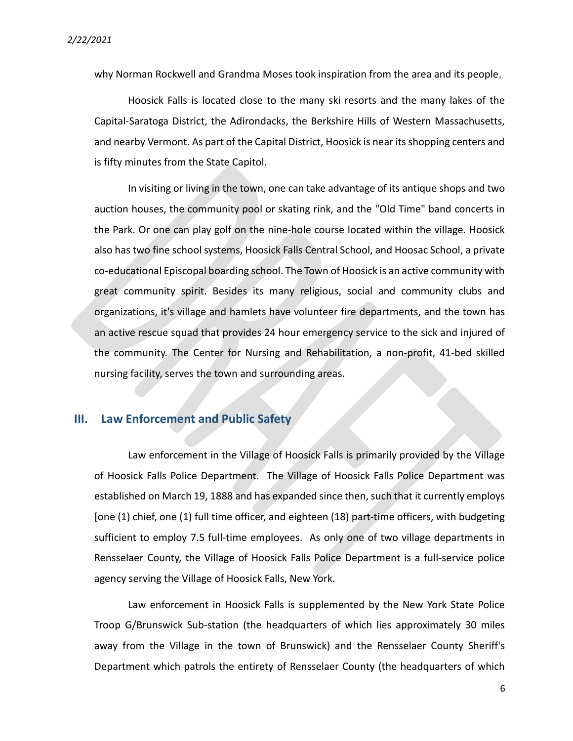why Norman Rockwell and Grandma Moses took inspiration from the area and its people.

Hoosick Falls is located close to the many ski resorts and the many lakes of the Capital-Saratoga District, the Adirondacks, the Berkshire Hills of Western Massachusetts, and nearby Vermont. As part of the Capital District, Hoosick is near its shopping centers and is fifty minutes from the State Capitol.

In visiting or living in the town, one can take advantage of its antique shops and two auction houses, the community pool or skating rink, and the "Old Time" band concerts in the Park. Or one can play golf on the nine-hole course located within the village. Hoosick also has two fine school systems, Hoosick Falls Central School, and Hoosac School, a private co-educational Episcopal boarding school. The Town of Hoosick is an active community with great community spirit. Besides its many religious, social and community clubs and organizations, it's village and hamlets have volunteer fire departments, and the town has an active rescue squad that provides 24 hour emergency service to the sick and injured of the community. The Center for Nursing and Rehabilitation, a non-profit, 41-bed skilled nursing facility, serves the town and surrounding areas.

## III. Law Enforcement and Public Safety

Law enforcement in the Village of Hoosick Falls is primarily provided by the Village of Hoosick Falls Police Department. The Village of Hoosick Falls Police Department was established on March 19, 1888 and has expanded since then, such that it currently employs [one (1) chief, one (1) full time officer, and eighteen (18) part-time officers, with budgeting sufficient to employ 7.5 full-time employees. As only one of two village departments in Rensselaer County, the Village of Hoosick Falls Police Department is a full-service police agency serving the Village of Hoosick Falls, New York.

Law enforcement in Hoosick Falls is supplemented by the New York State Police Troop G/Brunswick Sub-station (the headquarters of which lies approximately 30 miles away from the Village in the town of Brunswick) and the Rensselaer County Sheriff's Department which patrols the entirety of Rensselaer County (the headquarters of which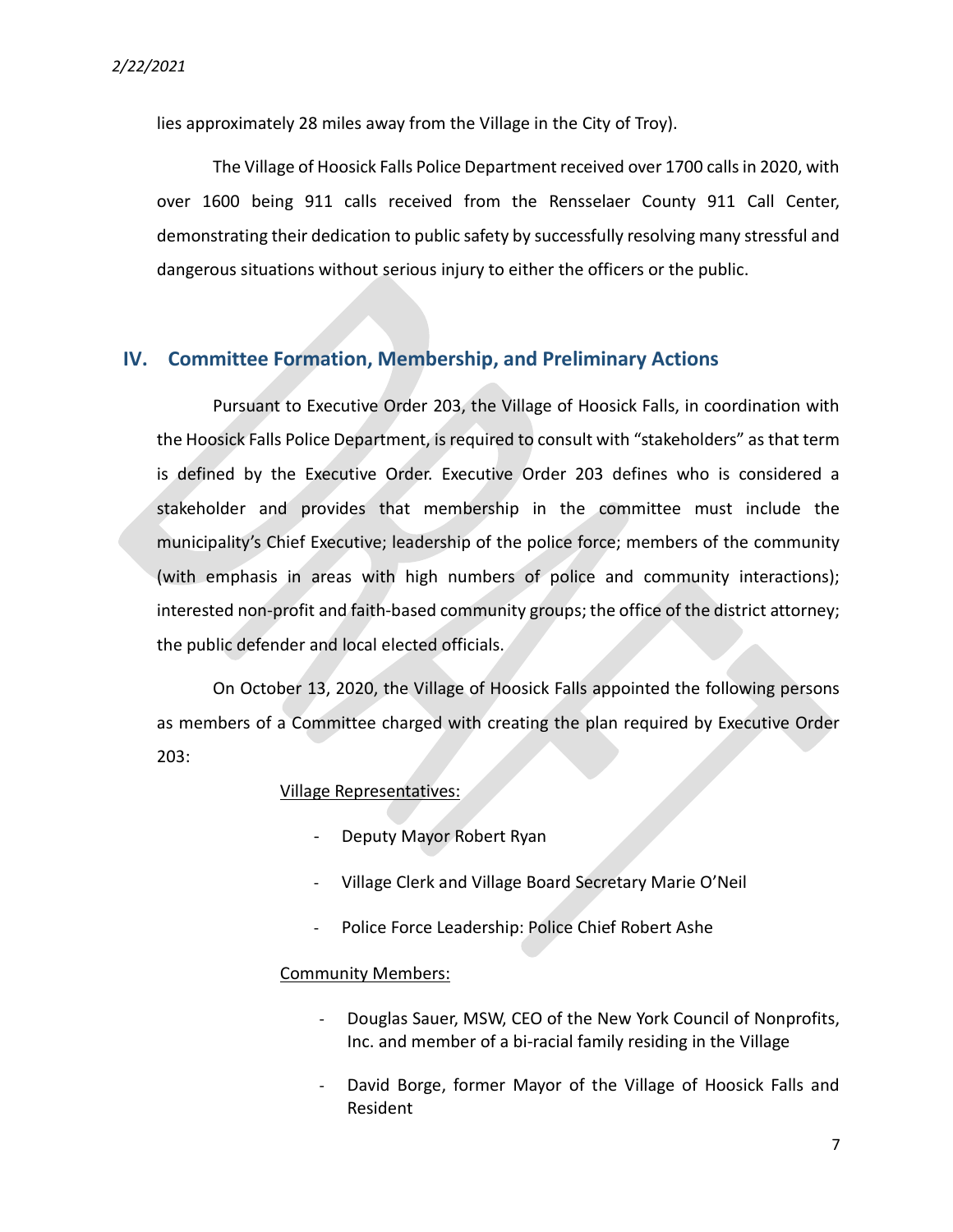lies approximately 28 miles away from the Village in the City of Troy).

The Village of Hoosick Falls Police Department received over 1700 calls in 2020, with over 1600 being 911 calls received from the Rensselaer County 911 Call Center, demonstrating their dedication to public safety by successfully resolving many stressful and dangerous situations without serious injury to either the officers or the public.

## IV. Committee Formation, Membership, and Preliminary Actions

Pursuant to Executive Order 203, the Village of Hoosick Falls, in coordination with the Hoosick Falls Police Department, is required to consult with "stakeholders" as that term is defined by the Executive Order. Executive Order 203 defines who is considered a stakeholder and provides that membership in the committee must include the municipality's Chief Executive; leadership of the police force; members of the community (with emphasis in areas with high numbers of police and community interactions); interested non-profit and faith-based community groups; the office of the district attorney; the public defender and local elected officials.

On October 13, 2020, the Village of Hoosick Falls appointed the following persons as members of a Committee charged with creating the plan required by Executive Order 203:

<u>Village Representatives:</u>

- Deputy Mayor Robert Ryan
- Village Clerk and Village Board Secretary Marie O'Neil
- Police Force Leadership: Police Chief Robert Ashe

<u>Community Members:</u>

- Douglas Sauer, MSW, CEO of the New York Council of Nonprofits, Inc. and member of a bi-racial family residing in the Village
- David Borge, former Mayor of the Village of Hoosick Falls and Resident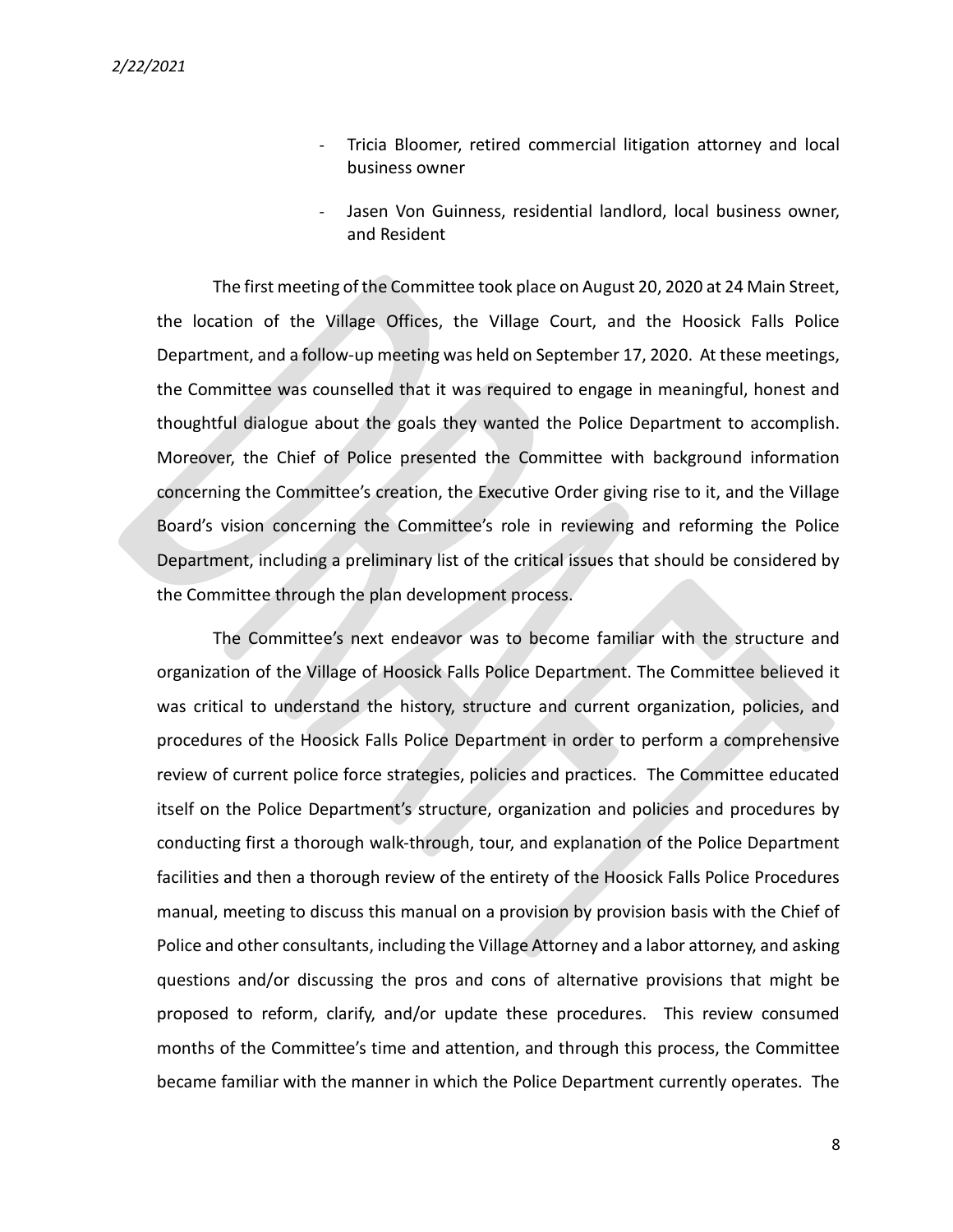- Tricia Bloomer, retired commercial litigation attorney and local business owner
- Jasen Von Guinness, residential landlord, local business owner, and Resident

The first meeting of the Committee took place on August 20, 2020 at 24 Main Street, the location of the Village Offices, the Village Court, and the Hoosick Falls Police Department, and a follow-up meeting was held on September 17, 2020. At these meetings, the Committee was counselled that it was required to engage in meaningful, honest and thoughtful dialogue about the goals they wanted the Police Department to accomplish. Moreover, the Chief of Police presented the Committee with background information concerning the Committee's creation, the Executive Order giving rise to it, and the Village Board's vision concerning the Committee's role in reviewing and reforming the Police Department, including a preliminary list of the critical issues that should be considered by the Committee through the plan development process.

The Committee's next endeavor was to become familiar with the structure and organization of the Village of Hoosick Falls Police Department. The Committee believed it was critical to understand the history, structure and current organization, policies, and procedures of the Hoosick Falls Police Department in order to perform a comprehensive review of current police force strategies, policies and practices. The Committee educated itself on the Police Department's structure, organization and policies and procedures by conducting first a thorough walk-through, tour, and explanation of the Police Department facilities and then a thorough review of the entirety of the Hoosick Falls Police Procedures manual, meeting to discuss this manual on a provision by provision basis with the Chief of Police and other consultants, including the Village Attorney and a labor attorney, and asking questions and/or discussing the pros and cons of alternative provisions that might be proposed to reform, clarify, and/or update these procedures. This review consumed months of the Committee's time and attention, and through this process, the Committee became familiar with the manner in which the Police Department currently operates. The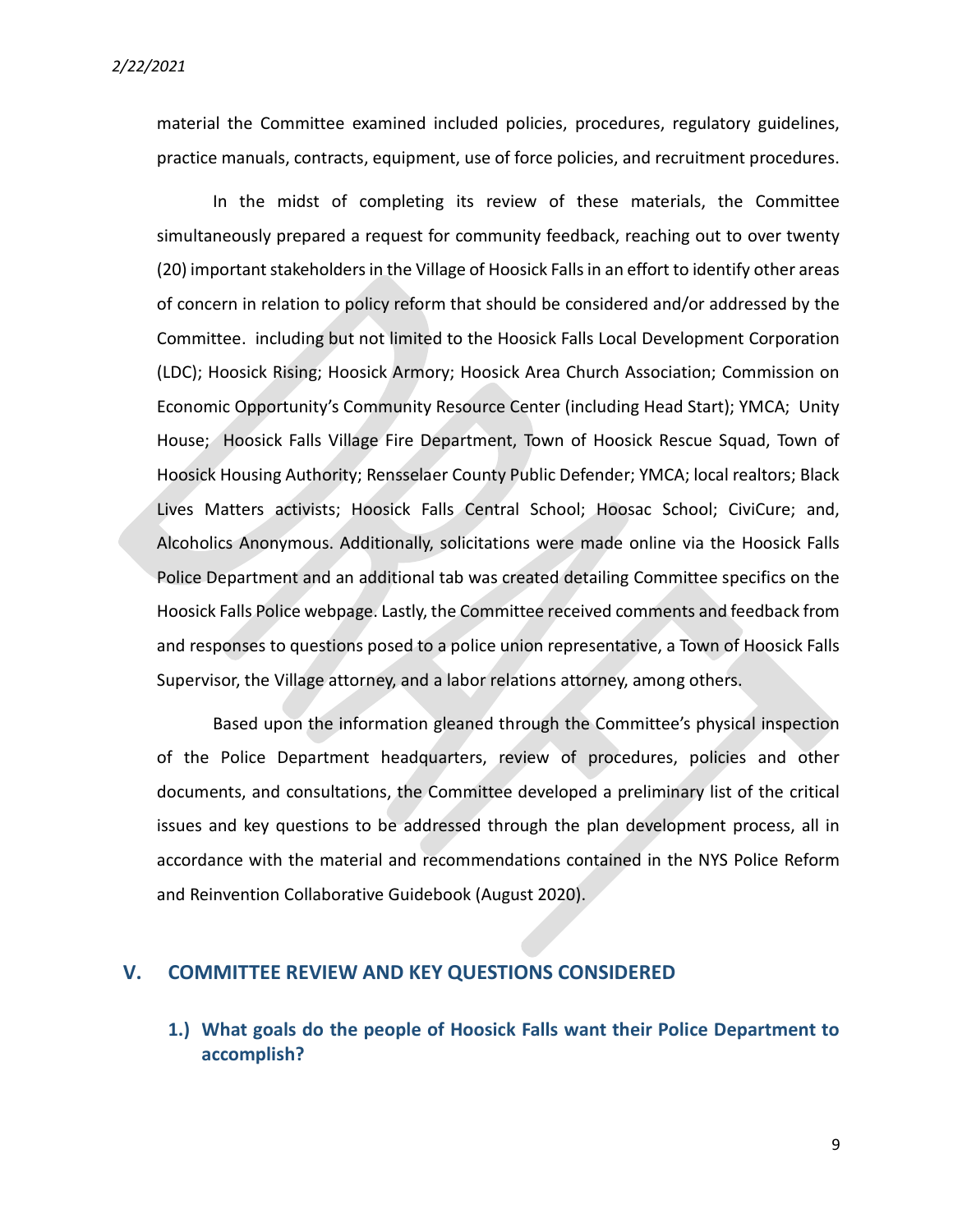material the Committee examined included policies, procedures, regulatory guidelines, practice manuals, contracts, equipment, use of force policies, and recruitment procedures.

In the midst of completing its review of these materials, the Committee simultaneously prepared a request for community feedback, reaching out to over twenty (20) important stakeholders in the Village of Hoosick Falls in an effort to identify other areas of concern in relation to policy reform that should be considered and/or addressed by the Committee. including but not limited to the Hoosick Falls Local Development Corporation (LDC); Hoosick Rising; Hoosick Armory; Hoosick Area Church Association; Commission on Economic Opportunity's Community Resource Center (including Head Start); YMCA; Unity House; Hoosick Falls Village Fire Department, Town of Hoosick Rescue Squad, Town of Hoosick Housing Authority; Rensselaer County Public Defender; YMCA; local realtors; Black Lives Matters activists; Hoosick Falls Central School; Hoosac School; CiviCure; and, Alcoholics Anonymous. Additionally, solicitations were made online via the Hoosick Falls Police Department and an additional tab was created detailing Committee specifics on the Hoosick Falls Police webpage. Lastly, the Committee received comments and feedback from and responses to questions posed to a police union representative, a Town of Hoosick Falls Supervisor, the Village attorney, and a labor relations attorney, among others.

Based upon the information gleaned through the Committee's physical inspection of the Police Department headquarters, review of procedures, policies and other documents, and consultations, the Committee developed a preliminary list of the critical issues and key questions to be addressed through the plan development process, all in accordance with the material and recommendations contained in the NYS Police Reform and Reinvention Collaborative Guidebook (August 2020).

## V. COMMITTEE REVIEW AND KEY QUESTIONS CONSIDERED

### 1.) What goals do the people of Hoosick Falls want their Police Department to accomplish?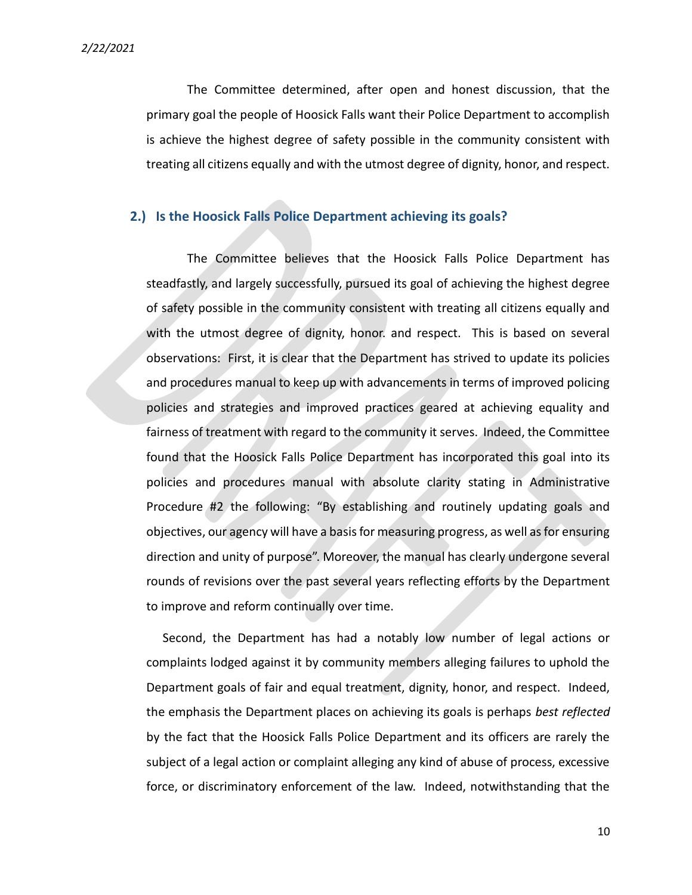The Committee determined, after open and honest discussion, that the primary goal the people of Hoosick Falls want their Police Department to accomplish is achieve the highest degree of safety possible in the community consistent with treating all citizens equally and with the utmost degree of dignity, honor, and respect.

## 2.) Is the Hoosick Falls Police Department achieving its goals?

The Committee believes that the Hoosick Falls Police Department has steadfastly, and largely successfully, pursued its goal of achieving the highest degree of safety possible in the community consistent with treating all citizens equally and with the utmost degree of dignity, honor. and respect. This is based on several observations: First, it is clear that the Department has strived to update its policies and procedures manual to keep up with advancements in terms of improved policing policies and strategies and improved practices geared at achieving equality and fairness of treatment with regard to the community it serves. Indeed, the Committee found that the Hoosick Falls Police Department has incorporated this goal into its policies and procedures manual with absolute clarity stating in Administrative Procedure #2 the following: "By establishing and routinely updating goals and objectives, our agency will have a basis for measuring progress, as well as for ensuring direction and unity of purpose". Moreover, the manual has clearly undergone several rounds of revisions over the past several years reflecting efforts by the Department to improve and reform continually over time.

Second, the Department has had a notably low number of legal actions or complaints lodged against it by community members alleging failures to uphold the Department goals of fair and equal treatment, dignity, honor, and respect. Indeed, the emphasis the Department places on achieving its goals is perhaps *best reflected* by the fact that the Hoosick Falls Police Department and its officers are rarely the subject of a legal action or complaint alleging any kind of abuse of process, excessive force, or discriminatory enforcement of the law. Indeed, notwithstanding that the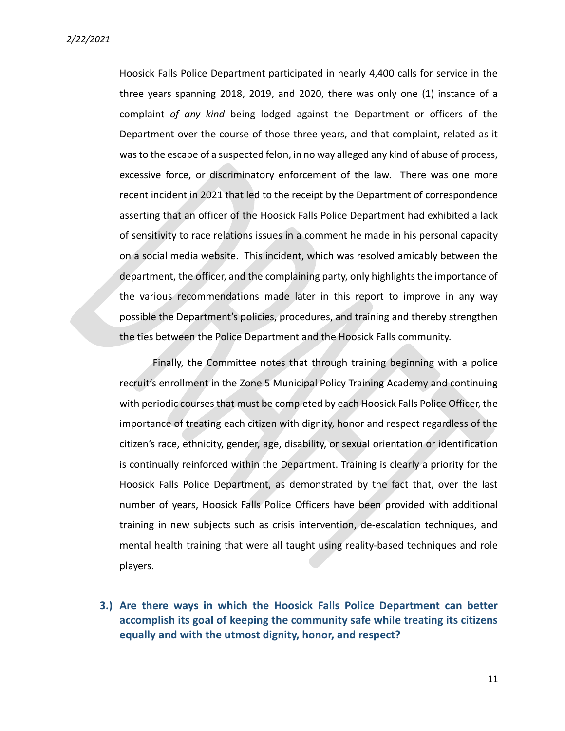Hoosick Falls Police Department participated in nearly 4,400 calls for service in the three years spanning 2018, 2019, and 2020, there was only one (1) instance of a complaint *of any kind* being lodged against the Department or officers of the Department over the course of those three years, and that complaint, related as it was to the escape of a suspected felon, in no way alleged any kind of abuse of process, excessive force, or discriminatory enforcement of the law. There was one more recent incident in 2021 that led to the receipt by the Department of correspondence asserting that an officer of the Hoosick Falls Police Department had exhibited a lack of sensitivity to race relations issues in a comment he made in his personal capacity on a social media website. This incident, which was resolved amicably between the department, the officer, and the complaining party, only highlights the importance of the various recommendations made later in this report to improve in any way possible the Department's policies, procedures, and training and thereby strengthen the ties between the Police Department and the Hoosick Falls community.

Finally, the Committee notes that through training beginning with a police recruit's enrollment in the Zone 5 Municipal Policy Training Academy and continuing with periodic courses that must be completed by each Hoosick Falls Police Officer, the importance of treating each citizen with dignity, honor and respect regardless of the citizen's race, ethnicity, gender, age, disability, or sexual orientation or identification is continually reinforced within the Department. Training is clearly a priority for the Hoosick Falls Police Department, as demonstrated by the fact that, over the last number of years, Hoosick Falls Police Officers have been provided with additional training in new subjects such as crisis intervention, de-escalation techniques, and mental health training that were all taught using reality-based techniques and role players.

### 3.) Are there ways in which the Hoosick Falls Police Department can better accomplish its goal of keeping the community safe while treating its citizens equally and with the utmost dignity, honor, and respect?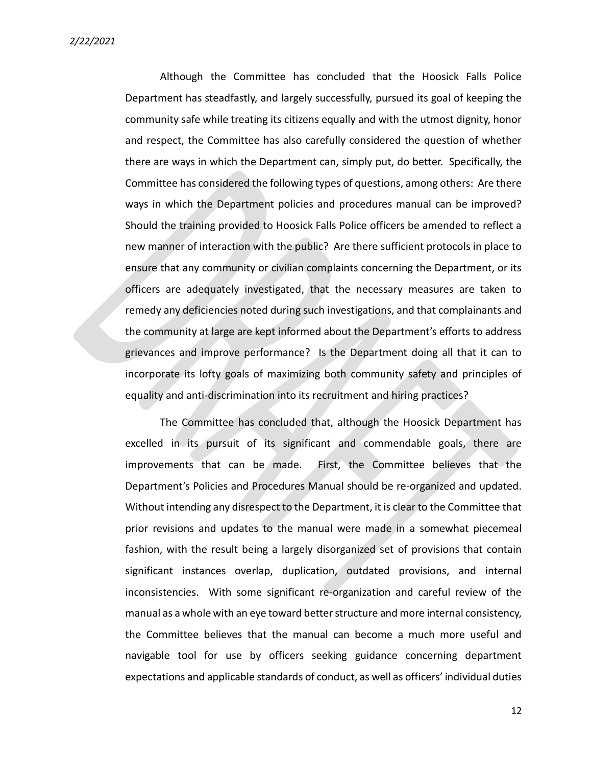Although the Committee has concluded that the Hoosick Falls Police Department has steadfastly, and largely successfully, pursued its goal of keeping the community safe while treating its citizens equally and with the utmost dignity, honor and respect, the Committee has also carefully considered the question of whether there are ways in which the Department can, simply put, do better. Specifically, the Committee has considered the following types of questions, among others: Are there ways in which the Department policies and procedures manual can be improved? Should the training provided to Hoosick Falls Police officers be amended to reflect a new manner of interaction with the public? Are there sufficient protocols in place to ensure that any community or civilian complaints concerning the Department, or its officers are adequately investigated, that the necessary measures are taken to remedy any deficiencies noted during such investigations, and that complainants and the community at large are kept informed about the Department's efforts to address grievances and improve performance? Is the Department doing all that it can to incorporate its lofty goals of maximizing both community safety and principles of equality and anti-discrimination into its recruitment and hiring practices?

The Committee has concluded that, although the Hoosick Department has excelled in its pursuit of its significant and commendable goals, there are improvements that can be made. First, the Committee believes that the Department's Policies and Procedures Manual should be re-organized and updated. Without intending any disrespect to the Department, it is clear to the Committee that prior revisions and updates to the manual were made in a somewhat piecemeal fashion, with the result being a largely disorganized set of provisions that contain significant instances overlap, duplication, outdated provisions, and internal inconsistencies. With some significant re-organization and careful review of the manual as a whole with an eye toward better structure and more internal consistency, the Committee believes that the manual can become a much more useful and navigable tool for use by officers seeking guidance concerning department expectations and applicable standards of conduct, as well as officers' individual duties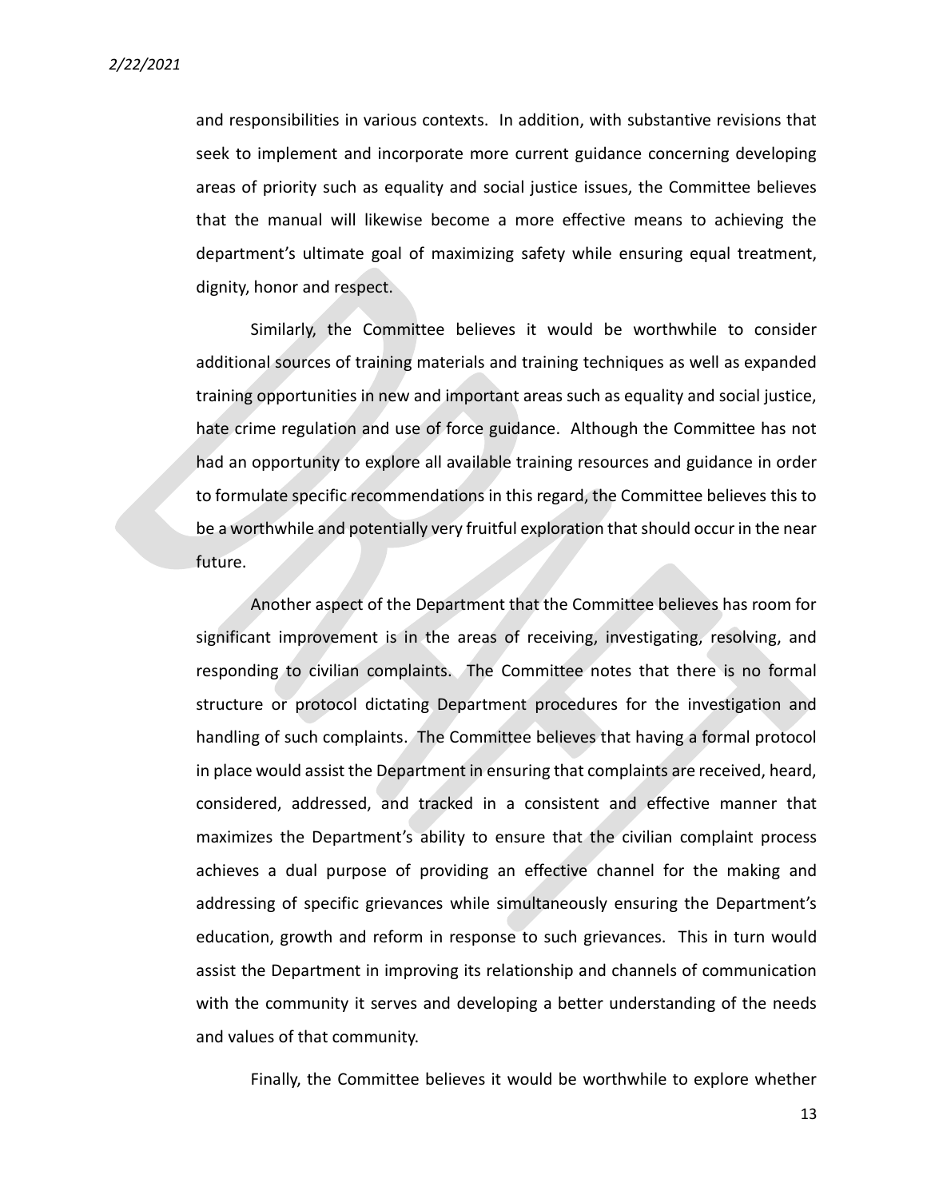and responsibilities in various contexts. In addition, with substantive revisions that seek to implement and incorporate more current guidance concerning developing areas of priority such as equality and social justice issues, the Committee believes that the manual will likewise become a more effective means to achieving the department's ultimate goal of maximizing safety while ensuring equal treatment, dignity, honor and respect.

Similarly, the Committee believes it would be worthwhile to consider additional sources of training materials and training techniques as well as expanded training opportunities in new and important areas such as equality and social justice, hate crime regulation and use of force guidance. Although the Committee has not had an opportunity to explore all available training resources and guidance in order to formulate specific recommendations in this regard, the Committee believes this to be a worthwhile and potentially very fruitful exploration that should occur in the near future.

Another aspect of the Department that the Committee believes has room for significant improvement is in the areas of receiving, investigating, resolving, and responding to civilian complaints. The Committee notes that there is no formal structure or protocol dictating Department procedures for the investigation and handling of such complaints. The Committee believes that having a formal protocol in place would assist the Department in ensuring that complaints are received, heard, considered, addressed, and tracked in a consistent and effective manner that maximizes the Department's ability to ensure that the civilian complaint process achieves a dual purpose of providing an effective channel for the making and addressing of specific grievances while simultaneously ensuring the Department's education, growth and reform in response to such grievances. This in turn would assist the Department in improving its relationship and channels of communication with the community it serves and developing a better understanding of the needs and values of that community.

Finally, the Committee believes it would be worthwhile to explore whether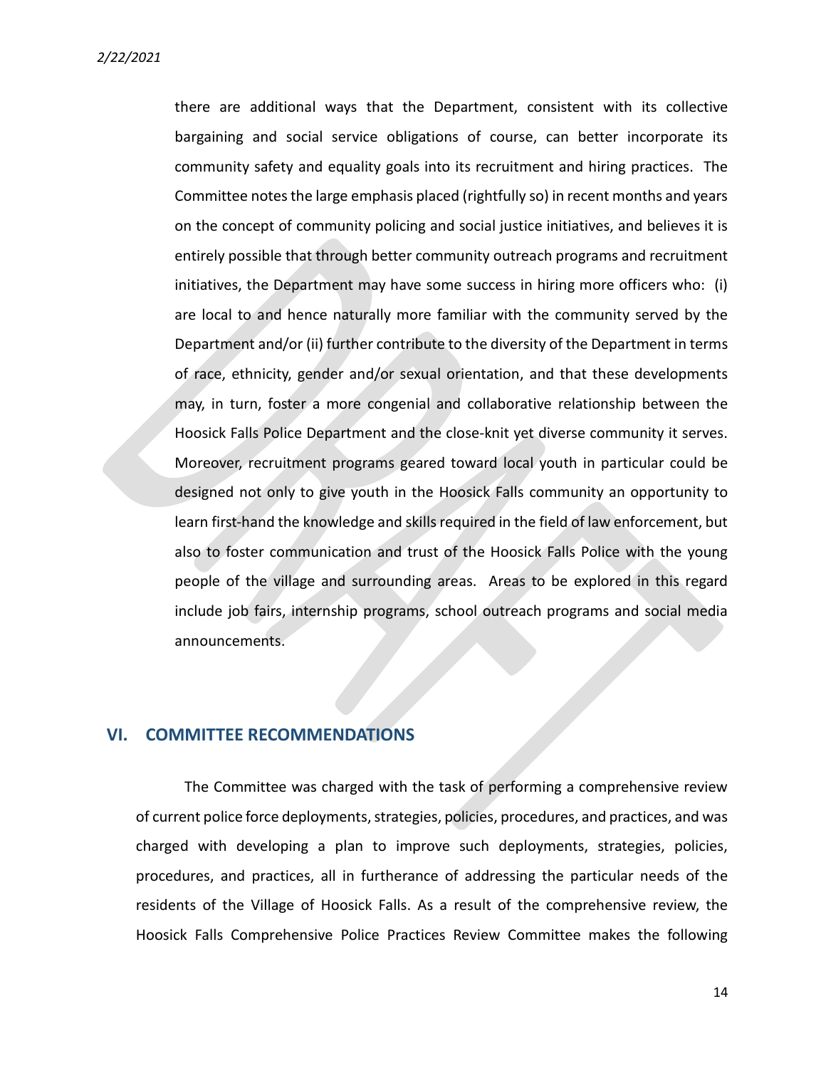there are additional ways that the Department, consistent with its collective bargaining and social service obligations of course, can better incorporate its community safety and equality goals into its recruitment and hiring practices. The Committee notes the large emphasis placed (rightfully so) in recent months and years on the concept of community policing and social justice initiatives, and believes it is entirely possible that through better community outreach programs and recruitment initiatives, the Department may have some success in hiring more officers who: (i) are local to and hence naturally more familiar with the community served by the Department and/or (ii) further contribute to the diversity of the Department in terms of race, ethnicity, gender and/or sexual orientation, and that these developments may, in turn, foster a more congenial and collaborative relationship between the Hoosick Falls Police Department and the close-knit yet diverse community it serves. Moreover, recruitment programs geared toward local youth in particular could be designed not only to give youth in the Hoosick Falls community an opportunity to learn first-hand the knowledge and skills required in the field of law enforcement, but also to foster communication and trust of the Hoosick Falls Police with the young people of the village and surrounding areas. Areas to be explored in this regard include job fairs, internship programs, school outreach programs and social media announcements.

## VI. COMMITTEE RECOMMENDATIONS

The Committee was charged with the task of performing a comprehensive review of current police force deployments, strategies, policies, procedures, and practices, and was charged with developing a plan to improve such deployments, strategies, policies, procedures, and practices, all in furtherance of addressing the particular needs of the residents of the Village of Hoosick Falls. As a result of the comprehensive review, the Hoosick Falls Comprehensive Police Practices Review Committee makes the following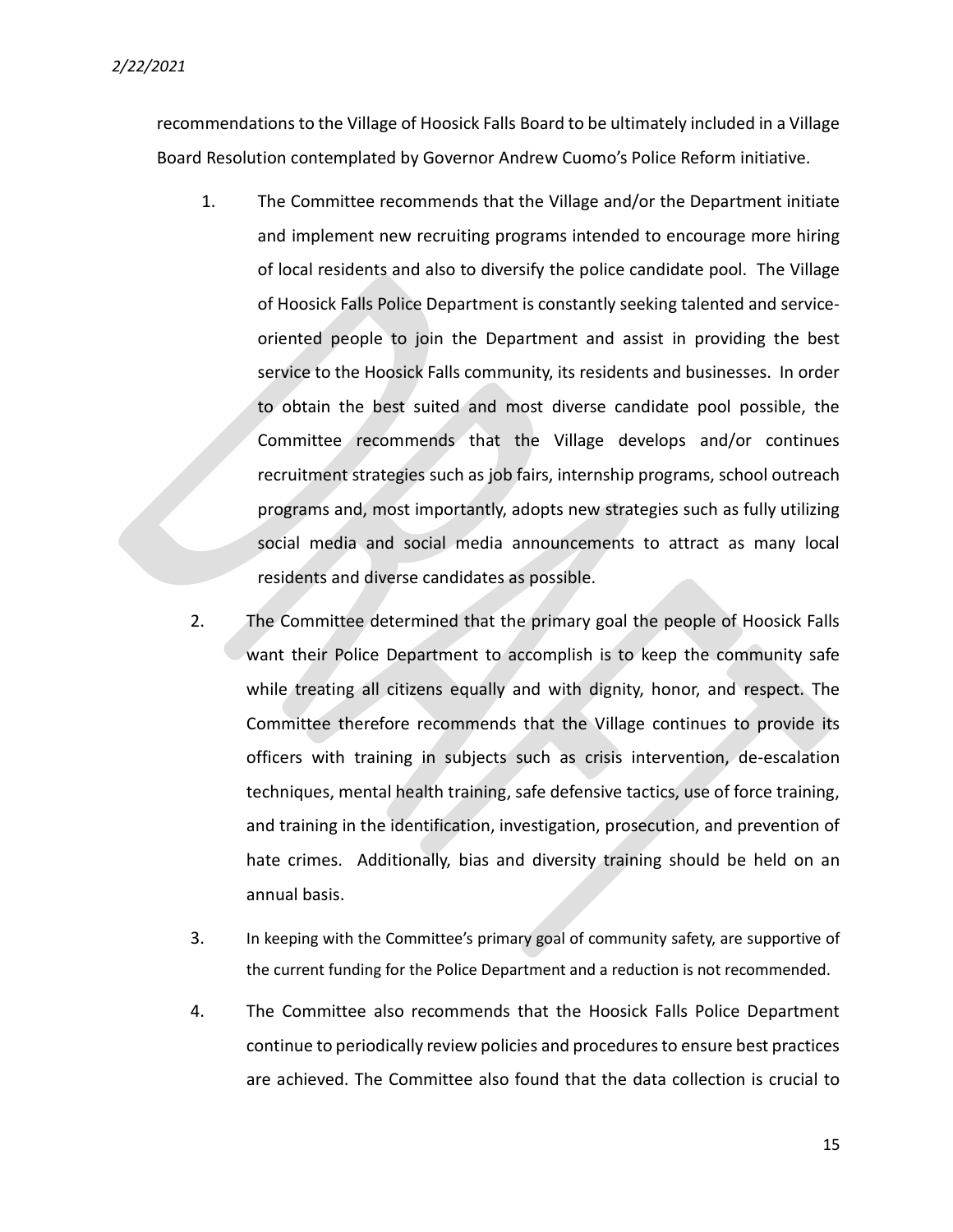recommendations to the Village of Hoosick Falls Board to be ultimately included in a Village Board Resolution contemplated by Governor Andrew Cuomo's Police Reform initiative.

1. The Committee recommends that the Village and/or the Department initiate and implement new recruiting programs intended to encourage more hiring of local residents and also to diversify the police candidate pool. The Village of Hoosick Falls Police Department is constantly seeking talented and service-oriented people to join the Department and assist in providing the best service to the Hoosick Falls community, its residents and businesses. In order to obtain the best suited and most diverse candidate pool possible, the Committee recommends that the Village develops and/or continues recruitment strategies such as job fairs, internship programs, school outreach programs and, most importantly, adopts new strategies such as fully utilizing social media and social media announcements to attract as many local residents and diverse candidates as possible.

2. The Committee determined that the primary goal the people of Hoosick Falls want their Police Department to accomplish is to keep the community safe while treating all citizens equally and with dignity, honor, and respect. The Committee therefore recommends that the Village continues to provide its officers with training in subjects such as crisis intervention, de-escalation techniques, mental health training, safe defensive tactics, use of force training, and training in the identification, investigation, prosecution, and prevention of hate crimes. Additionally, bias and diversity training should be held on an annual basis.

3. In keeping with the Committee's primary goal of community safety, are supportive of the current funding for the Police Department and a reduction is not recommended.

4. The Committee also recommends that the Hoosick Falls Police Department continue to periodically review policies and procedures to ensure best practices are achieved. The Committee also found that the data collection is crucial to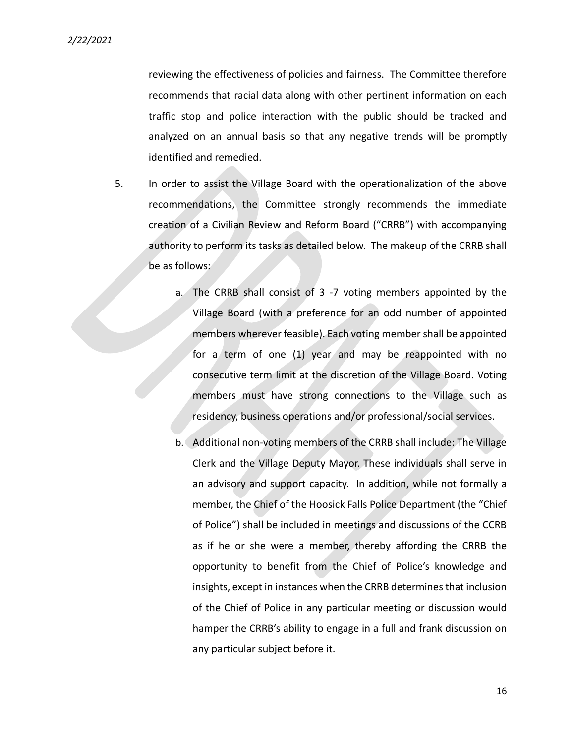reviewing the effectiveness of policies and fairness. The Committee therefore recommends that racial data along with other pertinent information on each traffic stop and police interaction with the public should be tracked and analyzed on an annual basis so that any negative trends will be promptly identified and remedied.

5. In order to assist the Village Board with the operationalization of the above recommendations, the Committee strongly recommends the immediate creation of a Civilian Review and Reform Board ("CRRB") with accompanying authority to perform its tasks as detailed below. The makeup of the CRRB shall be as follows:

   a. The CRRB shall consist of 3 -7 voting members appointed by the Village Board (with a preference for an odd number of appointed members wherever feasible). Each voting member shall be appointed for a term of one (1) year and may be reappointed with no consecutive term limit at the discretion of the Village Board. Voting members must have strong connections to the Village such as residency, business operations and/or professional/social services.

   b. Additional non-voting members of the CRRB shall include: The Village Clerk and the Village Deputy Mayor. These individuals shall serve in an advisory and support capacity. In addition, while not formally a member, the Chief of the Hoosick Falls Police Department (the "Chief of Police") shall be included in meetings and discussions of the CCRB as if he or she were a member, thereby affording the CRRB the opportunity to benefit from the Chief of Police's knowledge and insights, except in instances when the CRRB determines that inclusion of the Chief of Police in any particular meeting or discussion would hamper the CRRB's ability to engage in a full and frank discussion on any particular subject before it.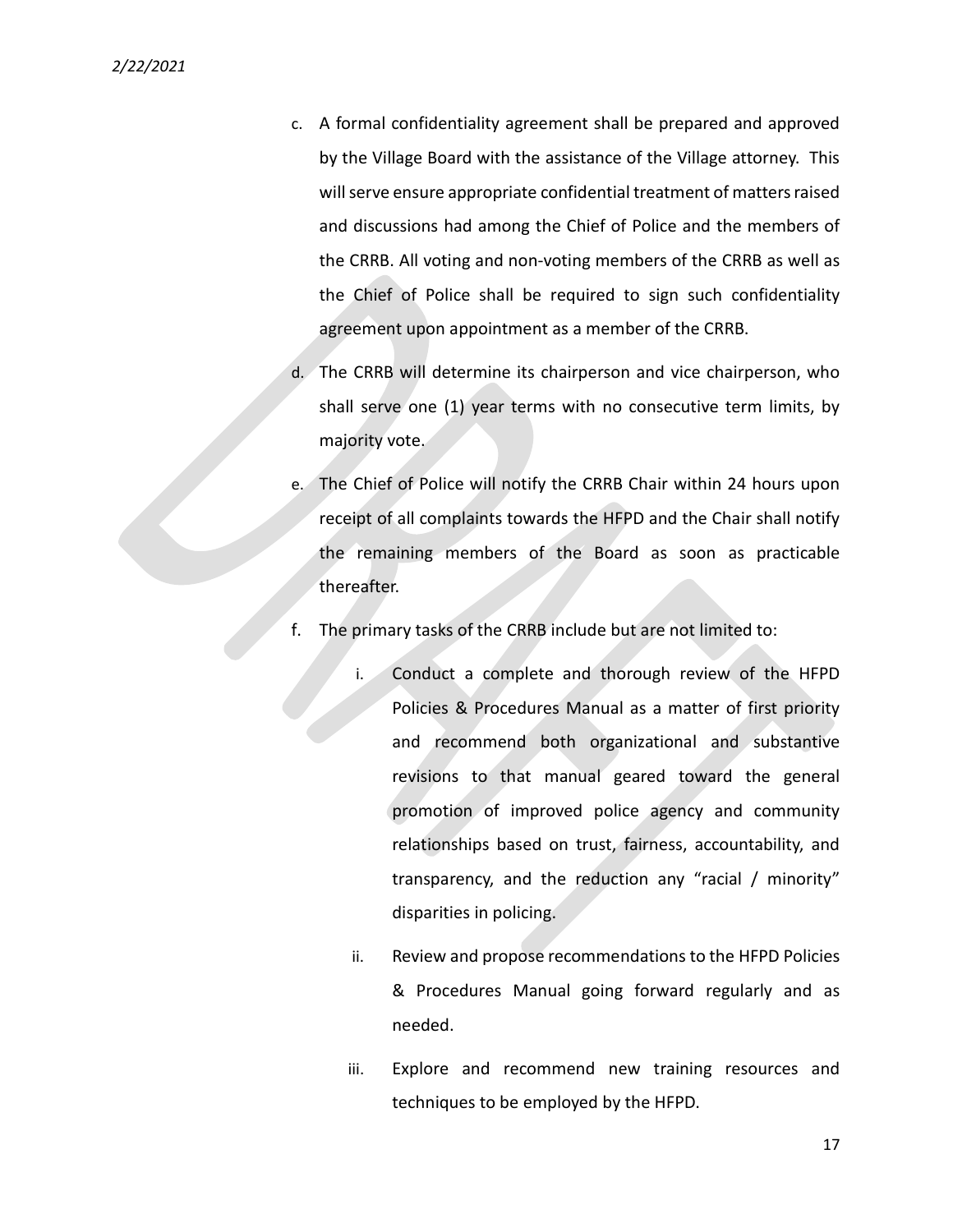c. A formal confidentiality agreement shall be prepared and approved by the Village Board with the assistance of the Village attorney. This will serve ensure appropriate confidential treatment of matters raised and discussions had among the Chief of Police and the members of the CRRB. All voting and non-voting members of the CRRB as well as the Chief of Police shall be required to sign such confidentiality agreement upon appointment as a member of the CRRB.

d. The CRRB will determine its chairperson and vice chairperson, who shall serve one (1) year terms with no consecutive term limits, by majority vote.

e. The Chief of Police will notify the CRRB Chair within 24 hours upon receipt of all complaints towards the HFPD and the Chair shall notify the remaining members of the Board as soon as practicable thereafter.

f. The primary tasks of the CRRB include but are not limited to:

   i. Conduct a complete and thorough review of the HFPD Policies & Procedures Manual as a matter of first priority and recommend both organizational and substantive revisions to that manual geared toward the general promotion of improved police agency and community relationships based on trust, fairness, accountability, and transparency, and the reduction any "racial / minority" disparities in policing.

   ii. Review and propose recommendations to the HFPD Policies & Procedures Manual going forward regularly and as needed.

   iii. Explore and recommend new training resources and techniques to be employed by the HFPD.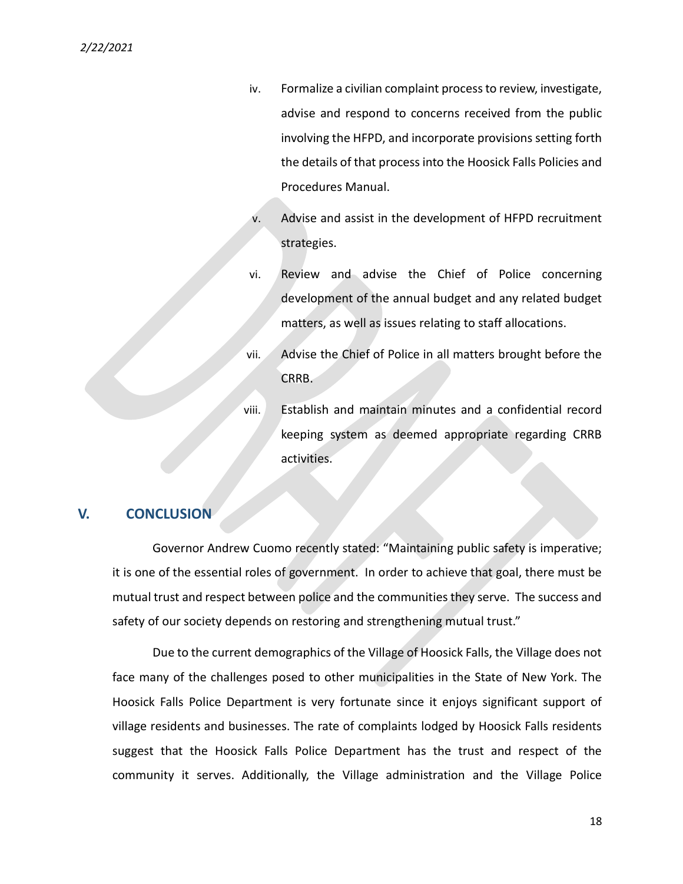iv. Formalize a civilian complaint process to review, investigate, advise and respond to concerns received from the public involving the HFPD, and incorporate provisions setting forth the details of that process into the Hoosick Falls Policies and Procedures Manual.

v. Advise and assist in the development of HFPD recruitment strategies.

vi. Review and advise the Chief of Police concerning development of the annual budget and any related budget matters, as well as issues relating to staff allocations.

vii. Advise the Chief of Police in all matters brought before the CRRB.

viii. Establish and maintain minutes and a confidential record keeping system as deemed appropriate regarding CRRB activities.

## V. CONCLUSION

Governor Andrew Cuomo recently stated: "Maintaining public safety is imperative; it is one of the essential roles of government. In order to achieve that goal, there must be mutual trust and respect between police and the communities they serve. The success and safety of our society depends on restoring and strengthening mutual trust."

Due to the current demographics of the Village of Hoosick Falls, the Village does not face many of the challenges posed to other municipalities in the State of New York. The Hoosick Falls Police Department is very fortunate since it enjoys significant support of village residents and businesses. The rate of complaints lodged by Hoosick Falls residents suggest that the Hoosick Falls Police Department has the trust and respect of the community it serves. Additionally, the Village administration and the Village Police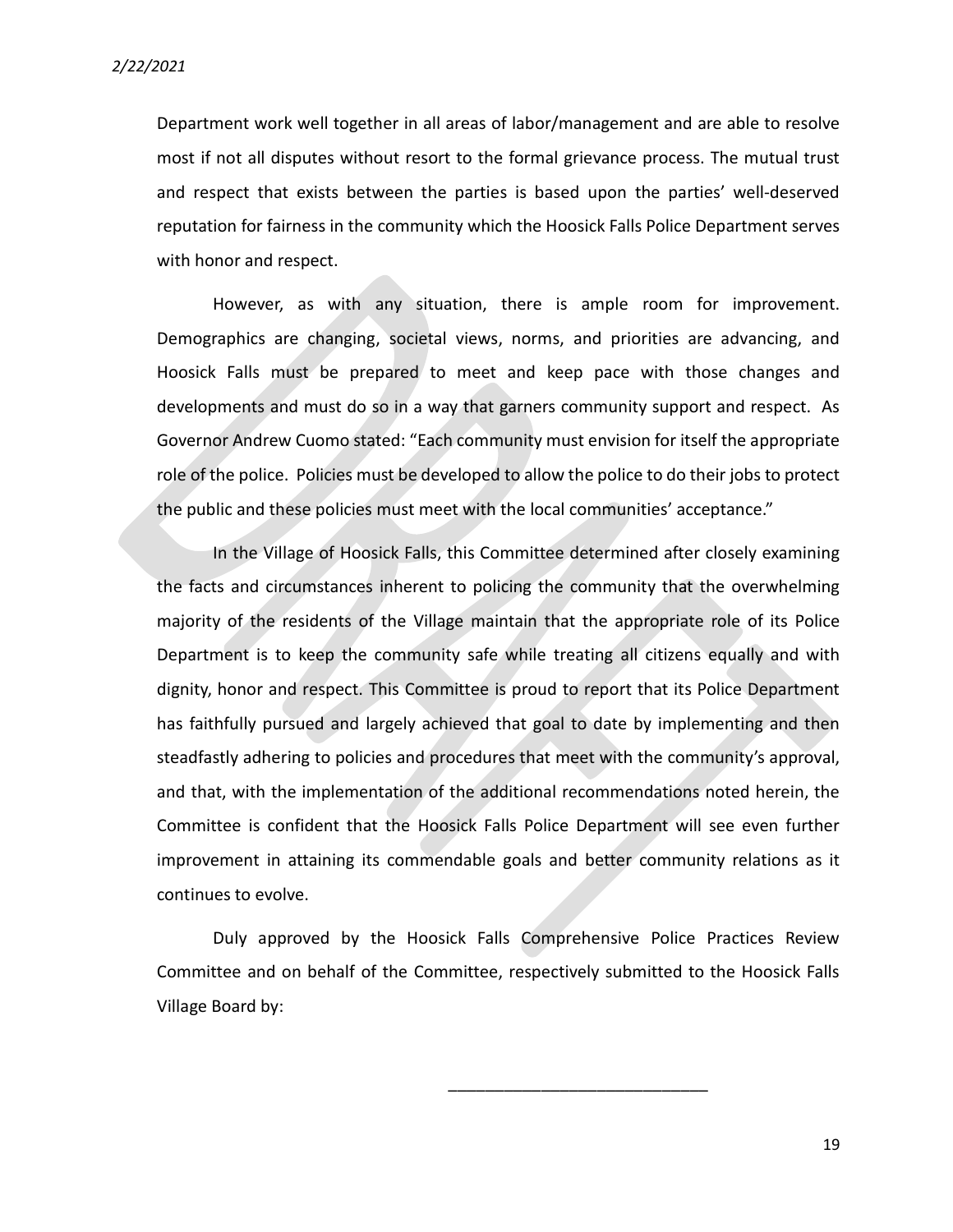Department work well together in all areas of labor/management and are able to resolve most if not all disputes without resort to the formal grievance process. The mutual trust and respect that exists between the parties is based upon the parties' well-deserved reputation for fairness in the community which the Hoosick Falls Police Department serves with honor and respect.

However, as with any situation, there is ample room for improvement. Demographics are changing, societal views, norms, and priorities are advancing, and Hoosick Falls must be prepared to meet and keep pace with those changes and developments and must do so in a way that garners community support and respect. As Governor Andrew Cuomo stated: "Each community must envision for itself the appropriate role of the police. Policies must be developed to allow the police to do their jobs to protect the public and these policies must meet with the local communities' acceptance."

In the Village of Hoosick Falls, this Committee determined after closely examining the facts and circumstances inherent to policing the community that the overwhelming majority of the residents of the Village maintain that the appropriate role of its Police Department is to keep the community safe while treating all citizens equally and with dignity, honor and respect. This Committee is proud to report that its Police Department has faithfully pursued and largely achieved that goal to date by implementing and then steadfastly adhering to policies and procedures that meet with the community's approval, and that, with the implementation of the additional recommendations noted herein, the Committee is confident that the Hoosick Falls Police Department will see even further improvement in attaining its commendable goals and better community relations as it continues to evolve.

Duly approved by the Hoosick Falls Comprehensive Police Practices Review Committee and on behalf of the Committee, respectively submitted to the Hoosick Falls Village Board by:

\_\_\_\_\_\_\_\_\_\_\_\_\_\_\_\_\_\_\_\_\_\_\_\_\_\_\_\_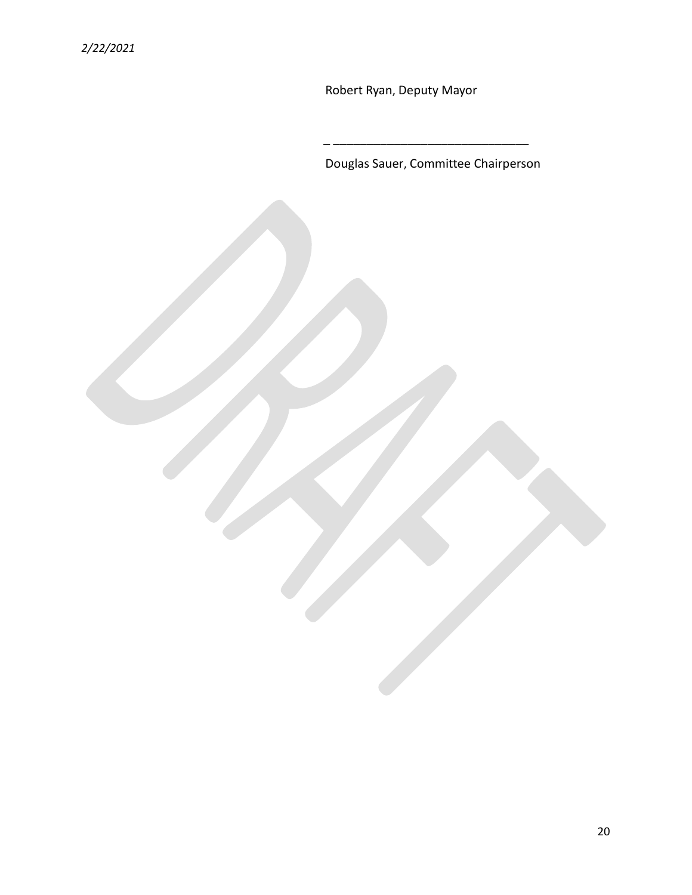*2/22/2021*

Robert Ryan, Deputy Mayor

_ ______________________________

Douglas Sauer, Committee Chairperson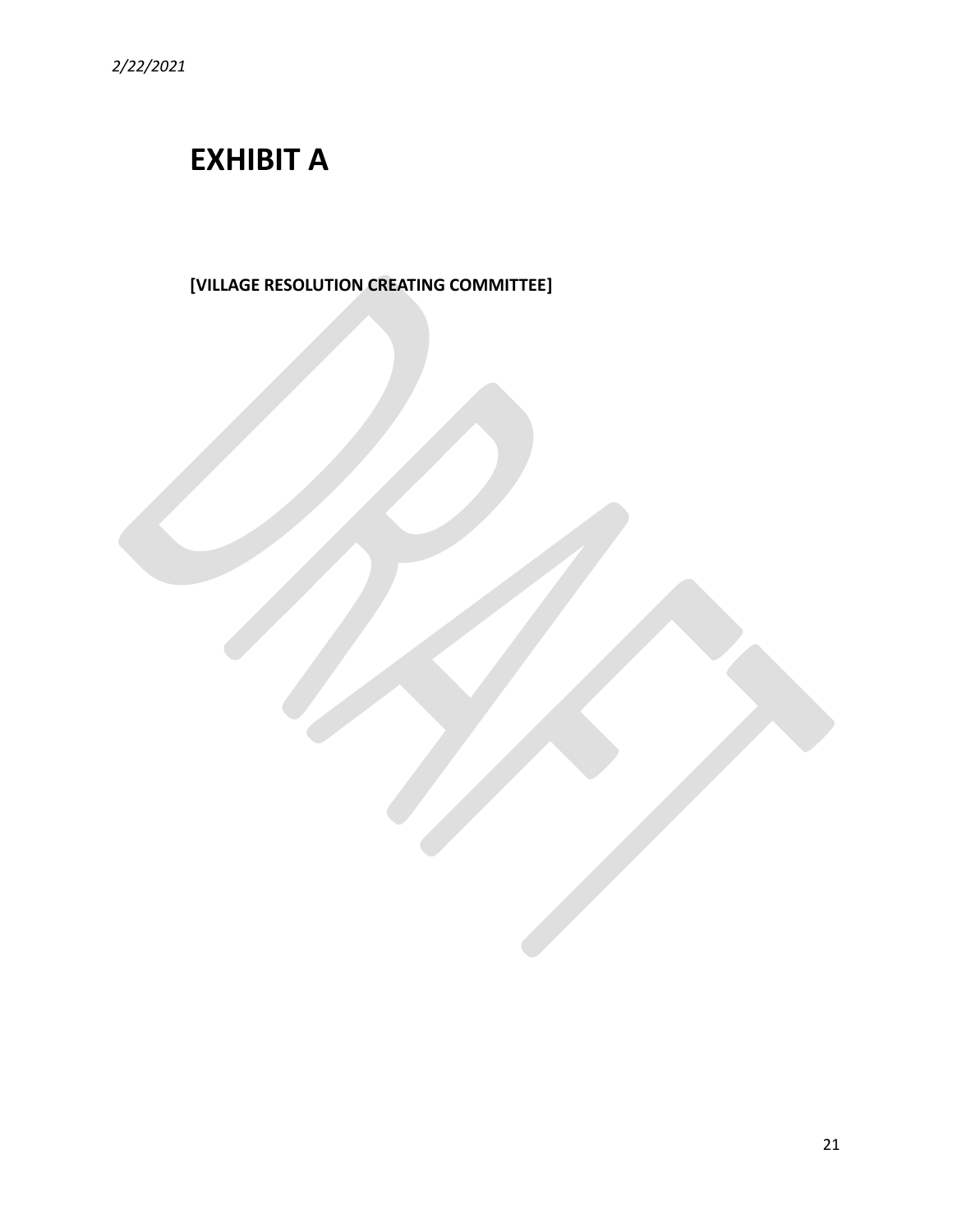*2/22/2021*

# EXHIBIT A

**[VILLAGE RESOLUTION CREATING COMMITTEE]**